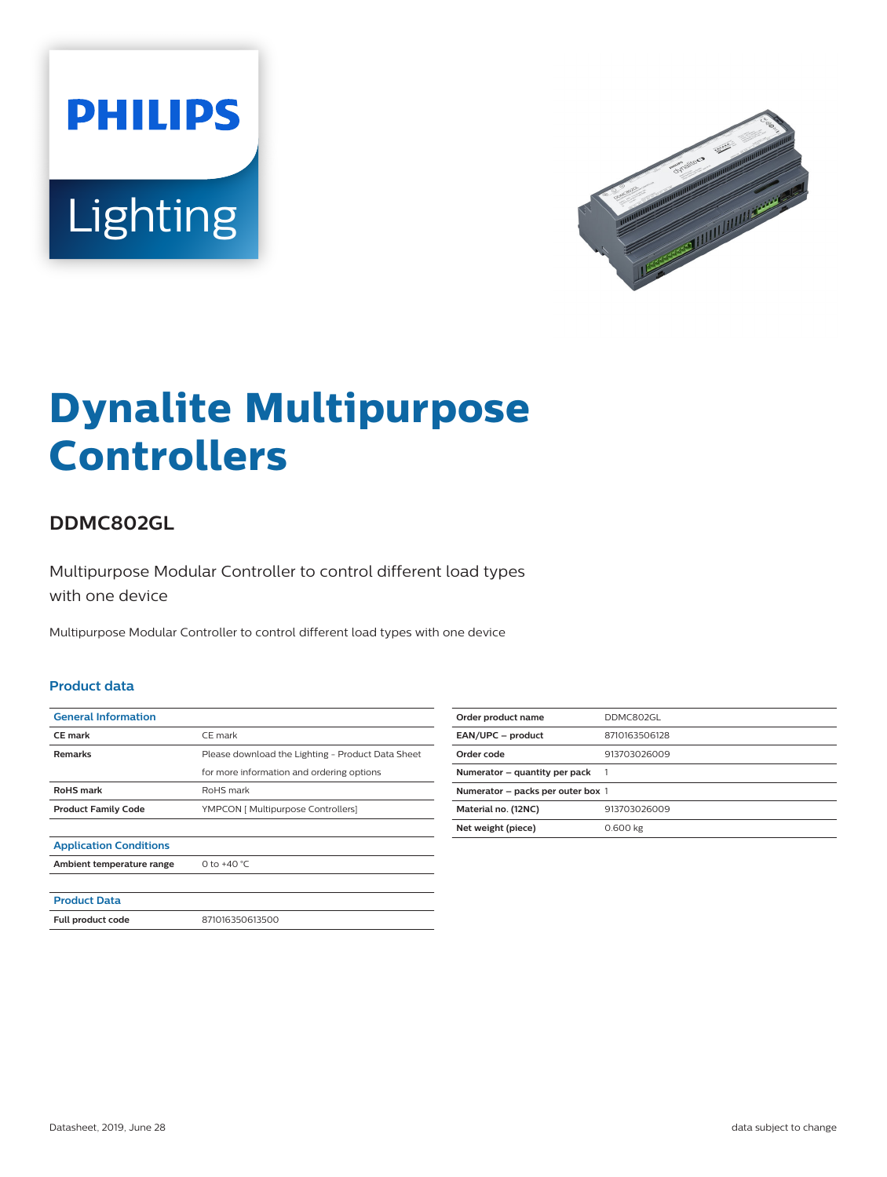# Dynalite Multipurpose Controllers

## DDMC802GL

Multipurpose Modular Controller to control different load types with one device

Multipurpose Modular Controller to control different load types with one device

### Product data

| General Information | |
|---|---|
| CE mark | CE mark |
| Remarks | Please download the Lighting - Product Data Sheet for more information and ordering options |
| RoHS mark | RoHS mark |
| Product Family Code | YMPCON [ Multipurpose Controllers] |

| Application Conditions | |
|---|---|
| Ambient temperature range | 0 to +40 °C |

| Product Data | |
|---|---|
| Full product code | 871016350613500 |

| | |
|---|---|
| Order product name | DDMC802GL |
| EAN/UPC – product | 8710163506128 |
| Order code | 913703026009 |
| Numerator – quantity per pack | 1 |
| Numerator – packs per outer box | 1 |
| Material no. (12NC) | 913703026009 |
| Net weight (piece) | 0.600 kg |

Datasheet, 2019, June 28

data subject to change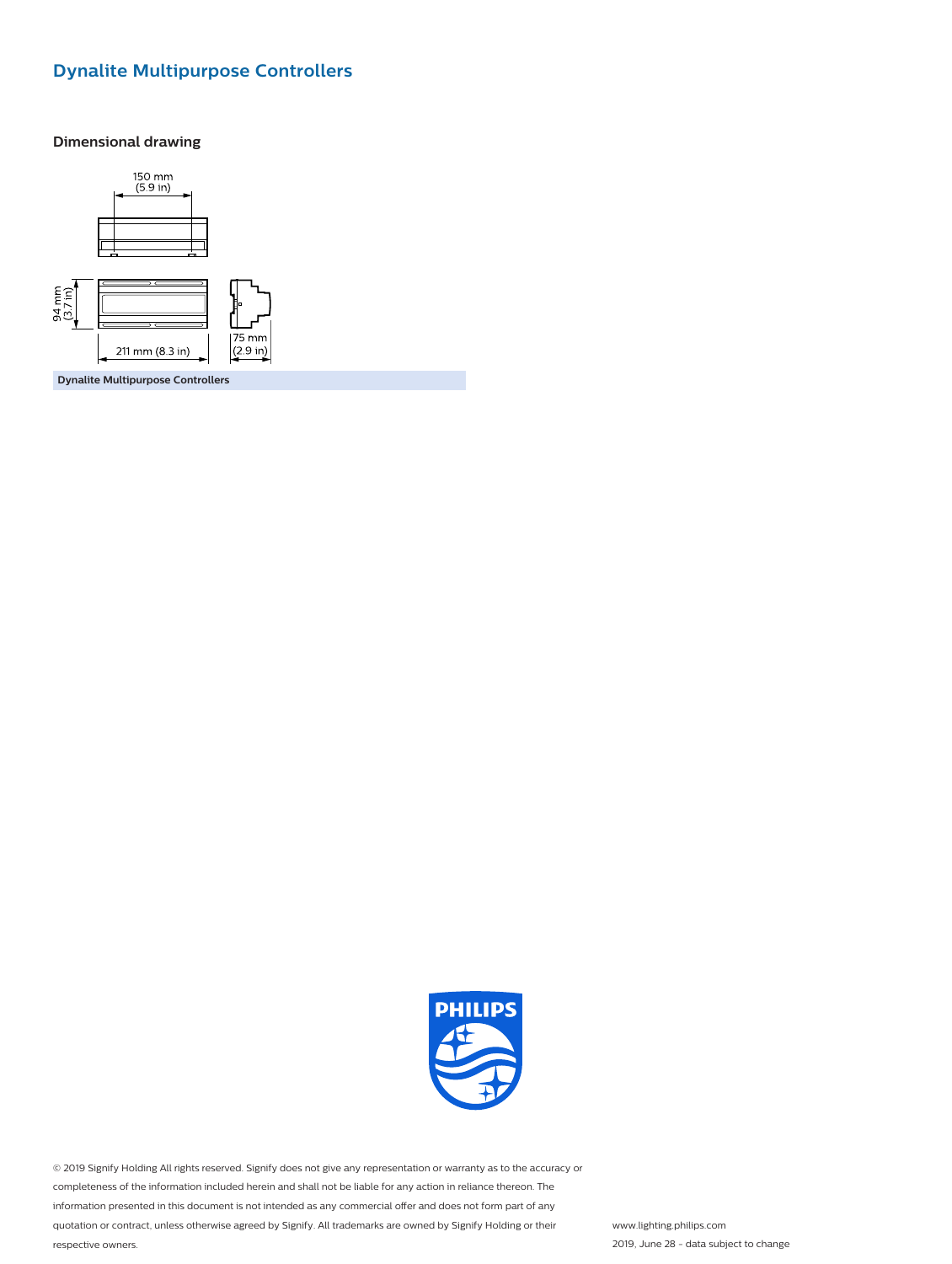# Dynalite Multipurpose Controllers

## Dimensional drawing

150 mm
(5.9 in)

94 mm
(3.7 in)

211 mm (8.3 in)

75 mm
(2.9 in)

Dynalite Multipurpose Controllers

© 2019 Signify Holding All rights reserved. Signify does not give any representation or warranty as to the accuracy or completeness of the information included herein and shall not be liable for any action in reliance thereon. The information presented in this document is not intended as any commercial offer and does not form part of any quotation or contract, unless otherwise agreed by Signify. All trademarks are owned by Signify Holding or their respective owners.

www.lighting.philips.com
2019, June 28 - data subject to change